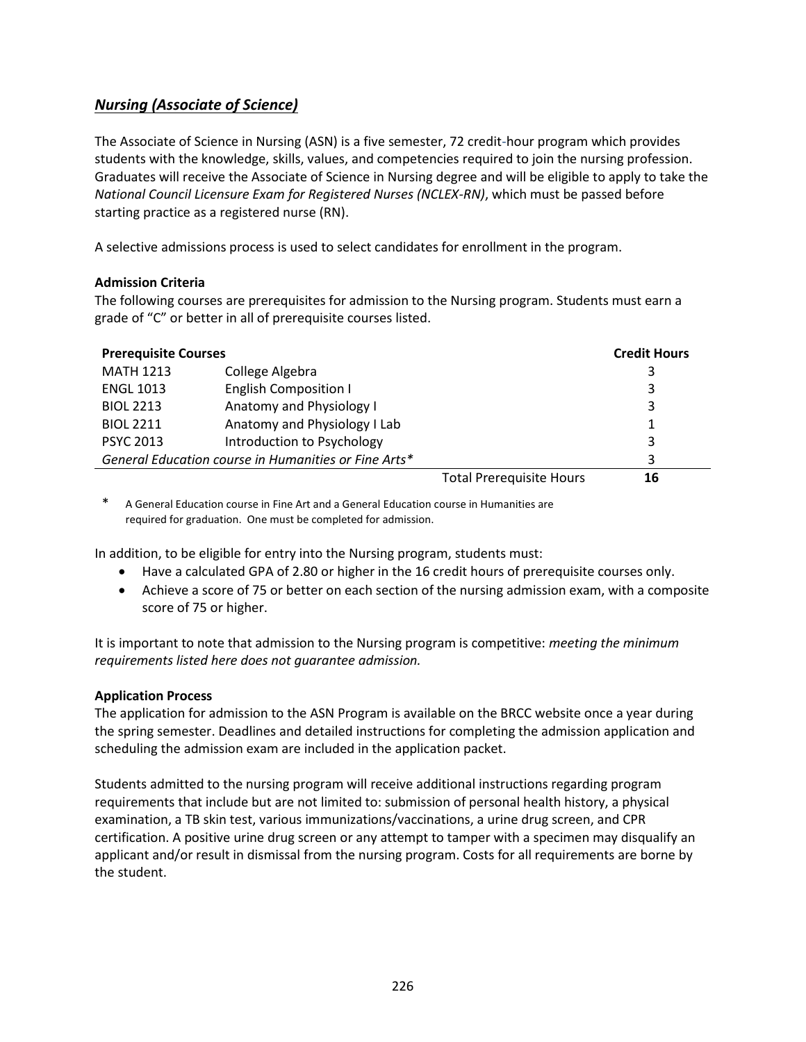## ***Nursing (Associate of Science)***

The Associate of Science in Nursing (ASN) is a five semester, 72 credit-hour program which provides students with the knowledge, skills, values, and competencies required to join the nursing profession. Graduates will receive the Associate of Science in Nursing degree and will be eligible to apply to take the *National Council Licensure Exam for Registered Nurses (NCLEX-RN)*, which must be passed before starting practice as a registered nurse (RN).

A selective admissions process is used to select candidates for enrollment in the program.

### Admission Criteria

The following courses are prerequisites for admission to the Nursing program. Students must earn a grade of "C" or better in all of prerequisite courses listed.

| **Prerequisite Courses** | | **Credit Hours** |
|---|---|---|
| MATH 1213 | College Algebra | 3 |
| ENGL 1013 | English Composition I | 3 |
| BIOL 2213 | Anatomy and Physiology I | 3 |
| BIOL 2211 | Anatomy and Physiology I Lab | 1 |
| PSYC 2013 | Introduction to Psychology | 3 |
| *General Education course in Humanities or Fine Arts** | | 3 |
| | Total Prerequisite Hours | **16** |

\* A General Education course in Fine Art and a General Education course in Humanities are required for graduation. One must be completed for admission.

In addition, to be eligible for entry into the Nursing program, students must:

- Have a calculated GPA of 2.80 or higher in the 16 credit hours of prerequisite courses only.
- Achieve a score of 75 or better on each section of the nursing admission exam, with a composite score of 75 or higher.

It is important to note that admission to the Nursing program is competitive: *meeting the minimum requirements listed here does not guarantee admission.*

### Application Process

The application for admission to the ASN Program is available on the BRCC website once a year during the spring semester. Deadlines and detailed instructions for completing the admission application and scheduling the admission exam are included in the application packet.

Students admitted to the nursing program will receive additional instructions regarding program requirements that include but are not limited to: submission of personal health history, a physical examination, a TB skin test, various immunizations/vaccinations, a urine drug screen, and CPR certification. A positive urine drug screen or any attempt to tamper with a specimen may disqualify an applicant and/or result in dismissal from the nursing program. Costs for all requirements are borne by the student.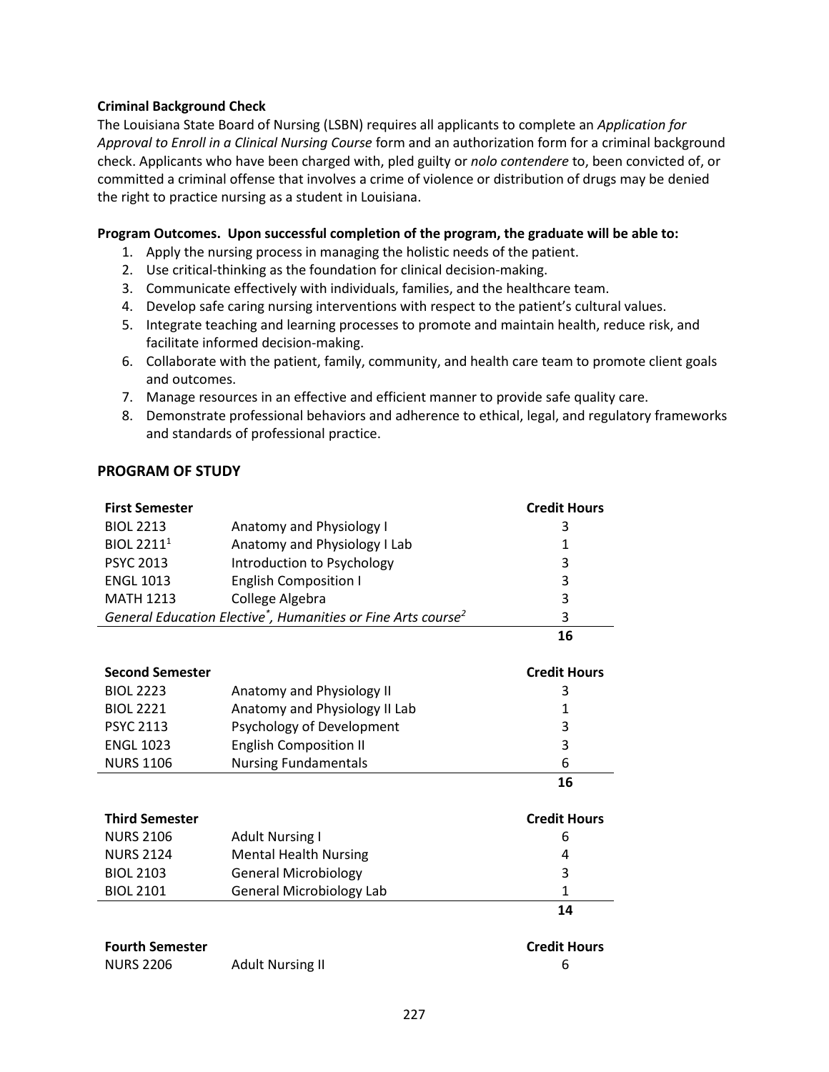**Criminal Background Check**

The Louisiana State Board of Nursing (LSBN) requires all applicants to complete an *Application for Approval to Enroll in a Clinical Nursing Course* form and an authorization form for a criminal background check. Applicants who have been charged with, pled guilty or *nolo contendere* to, been convicted of, or committed a criminal offense that involves a crime of violence or distribution of drugs may be denied the right to practice nursing as a student in Louisiana.

**Program Outcomes. Upon successful completion of the program, the graduate will be able to:**

1. Apply the nursing process in managing the holistic needs of the patient.
2. Use critical-thinking as the foundation for clinical decision-making.
3. Communicate effectively with individuals, families, and the healthcare team.
4. Develop safe caring nursing interventions with respect to the patient's cultural values.
5. Integrate teaching and learning processes to promote and maintain health, reduce risk, and facilitate informed decision-making.
6. Collaborate with the patient, family, community, and health care team to promote client goals and outcomes.
7. Manage resources in an effective and efficient manner to provide safe quality care.
8. Demonstrate professional behaviors and adherence to ethical, legal, and regulatory frameworks and standards of professional practice.

## PROGRAM OF STUDY

| **First Semester** | | **Credit Hours** |
|---|---|---|
| BIOL 2213 | Anatomy and Physiology I | 3 |
| BIOL 2211[1] | Anatomy and Physiology I Lab | 1 |
| PSYC 2013 | Introduction to Psychology | 3 |
| ENGL 1013 | English Composition I | 3 |
| MATH 1213 | College Algebra | 3 |
| *General Education Elective*[\*]*, Humanities or Fine Arts course*[2] | | 3 |
| | | **16** |

| **Second Semester** | | **Credit Hours** |
|---|---|---|
| BIOL 2223 | Anatomy and Physiology II | 3 |
| BIOL 2221 | Anatomy and Physiology II Lab | 1 |
| PSYC 2113 | Psychology of Development | 3 |
| ENGL 1023 | English Composition II | 3 |
| NURS 1106 | Nursing Fundamentals | 6 |
| | | **16** |

| **Third Semester** | | **Credit Hours** |
|---|---|---|
| NURS 2106 | Adult Nursing I | 6 |
| NURS 2124 | Mental Health Nursing | 4 |
| BIOL 2103 | General Microbiology | 3 |
| BIOL 2101 | General Microbiology Lab | 1 |
| | | **14** |

| **Fourth Semester** | | **Credit Hours** |
|---|---|---|
| NURS 2206 | Adult Nursing II | 6 |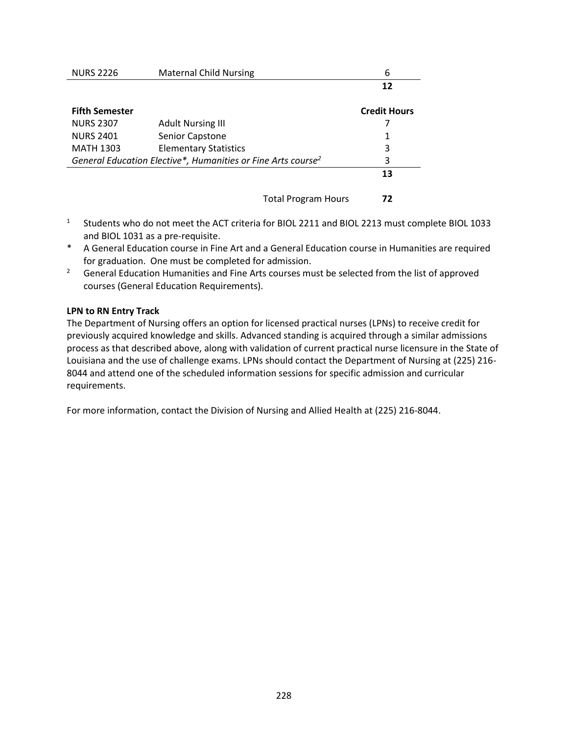| | | |
|---|---|---|
| NURS 2226 | Maternal Child Nursing | 6 |
| | | **12** |

| **Fifth Semester** | | **Credit Hours** |
|---|---|---|
| NURS 2307 | Adult Nursing III | 7 |
| NURS 2401 | Senior Capstone | 1 |
| MATH 1303 | Elementary Statistics | 3 |
| *General Education Elective*, Humanities or Fine Arts course[2]* | | 3 |
| | | **13** |
| | Total Program Hours | **72** |

[1] Students who do not meet the ACT criteria for BIOL 2211 and BIOL 2213 must complete BIOL 1033 and BIOL 1031 as a pre-requisite.

\* A General Education course in Fine Art and a General Education course in Humanities are required for graduation. One must be completed for admission.

[2] General Education Humanities and Fine Arts courses must be selected from the list of approved courses (General Education Requirements).

**LPN to RN Entry Track**

The Department of Nursing offers an option for licensed practical nurses (LPNs) to receive credit for previously acquired knowledge and skills. Advanced standing is acquired through a similar admissions process as that described above, along with validation of current practical nurse licensure in the State of Louisiana and the use of challenge exams. LPNs should contact the Department of Nursing at (225) 216-8044 and attend one of the scheduled information sessions for specific admission and curricular requirements.

For more information, contact the Division of Nursing and Allied Health at (225) 216-8044.